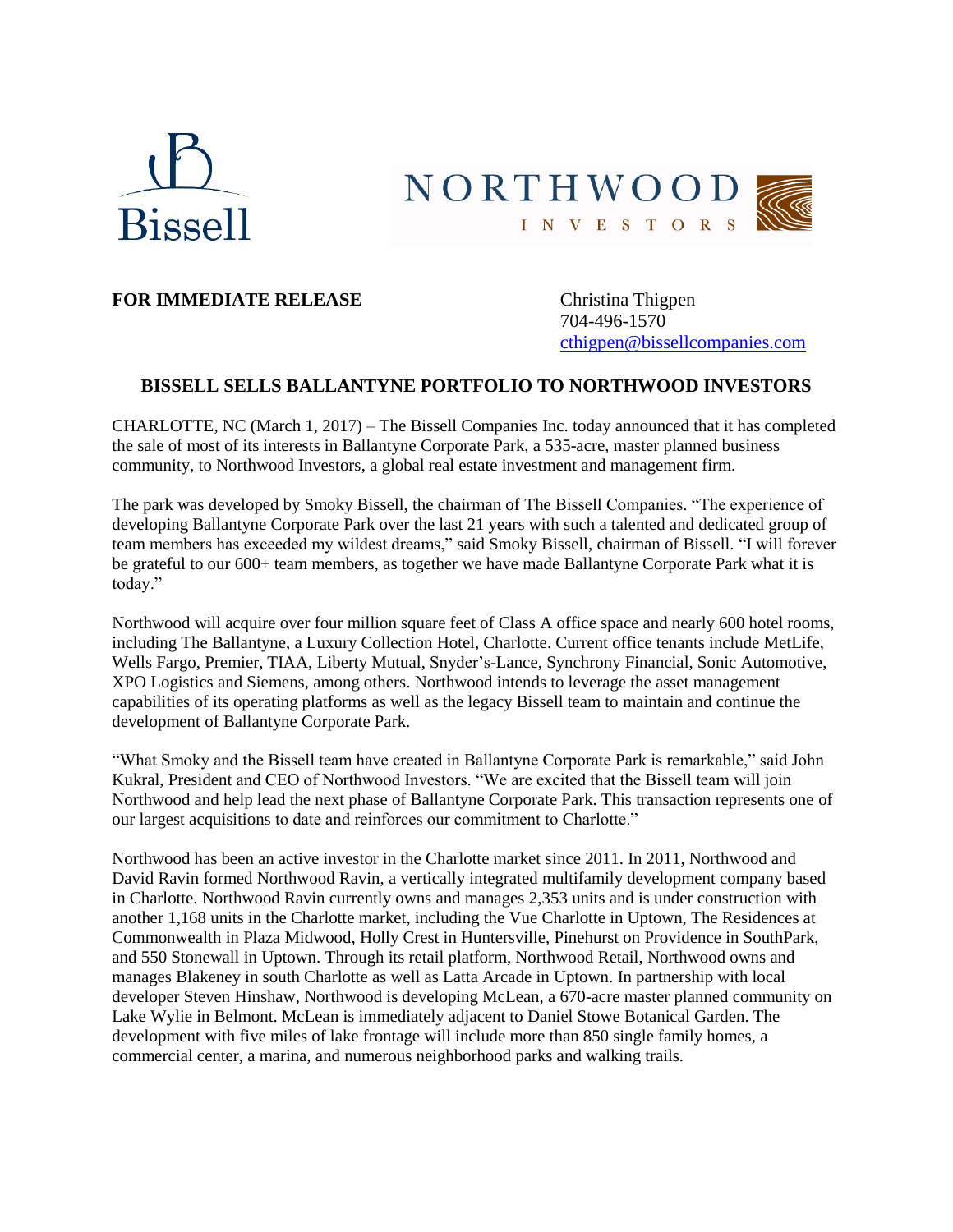Bissell

NORTHWOOD INVESTORS

**FOR IMMEDIATE RELEASE**

Christina Thigpen
704-496-1570
cthigpen@bissellcompanies.com

## BISSELL SELLS BALLANTYNE PORTFOLIO TO NORTHWOOD INVESTORS

CHARLOTTE, NC (March 1, 2017) – The Bissell Companies Inc. today announced that it has completed the sale of most of its interests in Ballantyne Corporate Park, a 535-acre, master planned business community, to Northwood Investors, a global real estate investment and management firm.

The park was developed by Smoky Bissell, the chairman of The Bissell Companies. "The experience of developing Ballantyne Corporate Park over the last 21 years with such a talented and dedicated group of team members has exceeded my wildest dreams," said Smoky Bissell, chairman of Bissell. "I will forever be grateful to our 600+ team members, as together we have made Ballantyne Corporate Park what it is today."

Northwood will acquire over four million square feet of Class A office space and nearly 600 hotel rooms, including The Ballantyne, a Luxury Collection Hotel, Charlotte. Current office tenants include MetLife, Wells Fargo, Premier, TIAA, Liberty Mutual, Snyder's-Lance, Synchrony Financial, Sonic Automotive, XPO Logistics and Siemens, among others. Northwood intends to leverage the asset management capabilities of its operating platforms as well as the legacy Bissell team to maintain and continue the development of Ballantyne Corporate Park.

"What Smoky and the Bissell team have created in Ballantyne Corporate Park is remarkable," said John Kukral, President and CEO of Northwood Investors. "We are excited that the Bissell team will join Northwood and help lead the next phase of Ballantyne Corporate Park. This transaction represents one of our largest acquisitions to date and reinforces our commitment to Charlotte."

Northwood has been an active investor in the Charlotte market since 2011. In 2011, Northwood and David Ravin formed Northwood Ravin, a vertically integrated multifamily development company based in Charlotte. Northwood Ravin currently owns and manages 2,353 units and is under construction with another 1,168 units in the Charlotte market, including the Vue Charlotte in Uptown, The Residences at Commonwealth in Plaza Midwood, Holly Crest in Huntersville, Pinehurst on Providence in SouthPark, and 550 Stonewall in Uptown. Through its retail platform, Northwood Retail, Northwood owns and manages Blakeney in south Charlotte as well as Latta Arcade in Uptown. In partnership with local developer Steven Hinshaw, Northwood is developing McLean, a 670-acre master planned community on Lake Wylie in Belmont. McLean is immediately adjacent to Daniel Stowe Botanical Garden. The development with five miles of lake frontage will include more than 850 single family homes, a commercial center, a marina, and numerous neighborhood parks and walking trails.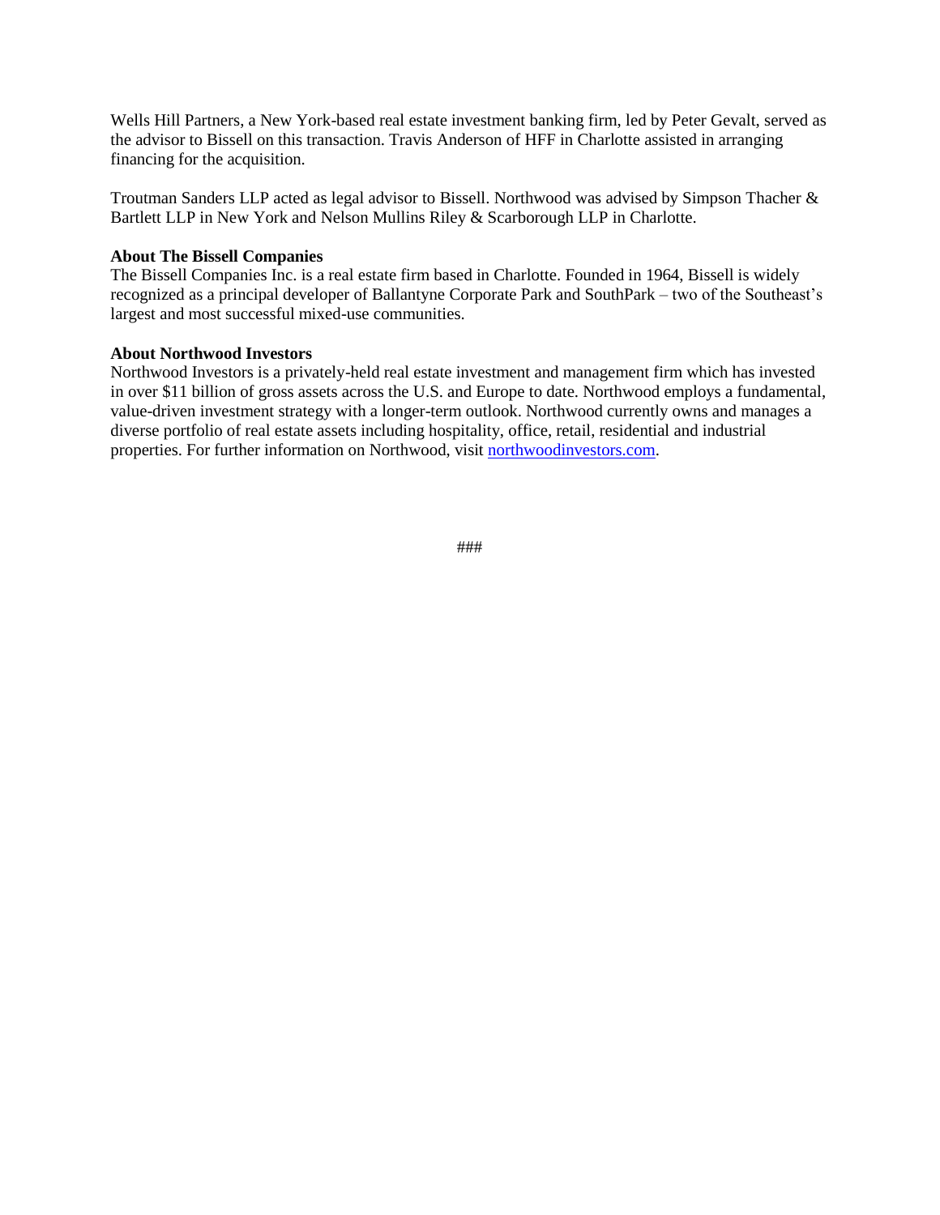Wells Hill Partners, a New York-based real estate investment banking firm, led by Peter Gevalt, served as the advisor to Bissell on this transaction. Travis Anderson of HFF in Charlotte assisted in arranging financing for the acquisition.

Troutman Sanders LLP acted as legal advisor to Bissell. Northwood was advised by Simpson Thacher & Bartlett LLP in New York and Nelson Mullins Riley & Scarborough LLP in Charlotte.

**About The Bissell Companies**
The Bissell Companies Inc. is a real estate firm based in Charlotte. Founded in 1964, Bissell is widely recognized as a principal developer of Ballantyne Corporate Park and SouthPark – two of the Southeast's largest and most successful mixed-use communities.

**About Northwood Investors**
Northwood Investors is a privately-held real estate investment and management firm which has invested in over $11 billion of gross assets across the U.S. and Europe to date. Northwood employs a fundamental, value-driven investment strategy with a longer-term outlook. Northwood currently owns and manages a diverse portfolio of real estate assets including hospitality, office, retail, residential and industrial properties. For further information on Northwood, visit [northwoodinvestors.com](http://northwoodinvestors.com).

###